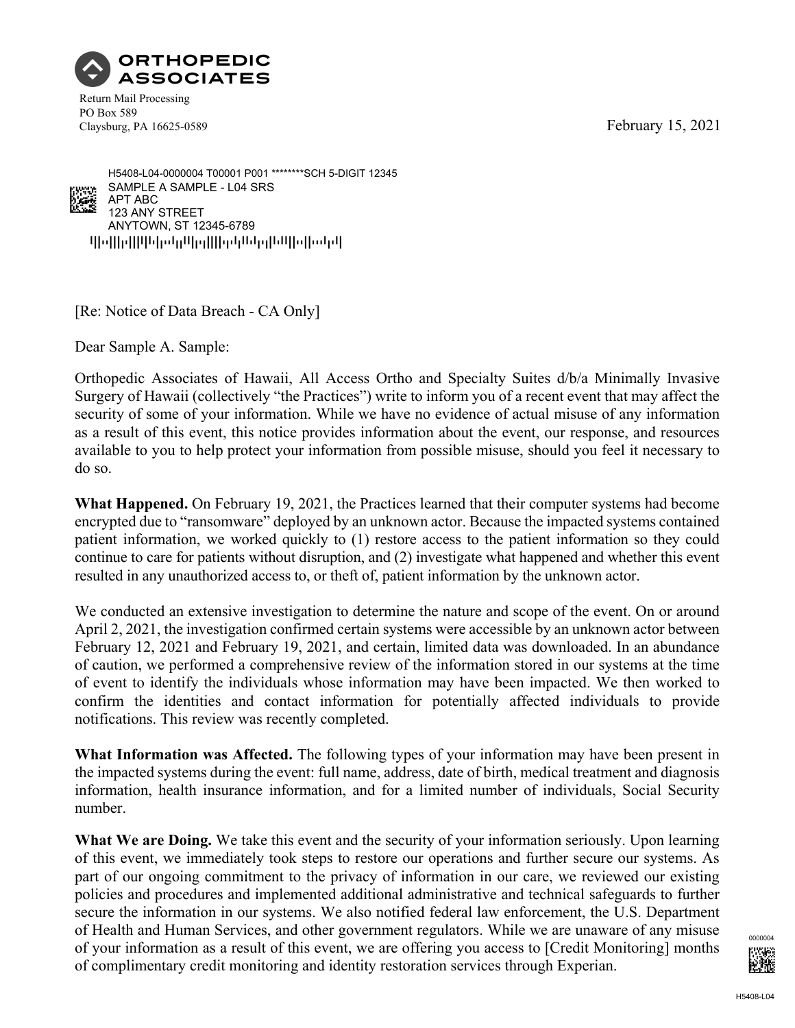**ORTHOPEDIC ASSOCIATES**

Return Mail Processing
PO Box 589
Claysburg, PA 16625-0589

February 15, 2021

H5408-L04-0000004 T00001 P001 ********SCH 5-DIGIT 12345
SAMPLE A SAMPLE - L04 SRS
APT ABC
123 ANY STREET
ANYTOWN, ST 12345-6789

[Re: Notice of Data Breach - CA Only]

Dear Sample A. Sample:

Orthopedic Associates of Hawaii, All Access Ortho and Specialty Suites d/b/a Minimally Invasive Surgery of Hawaii (collectively "the Practices") write to inform you of a recent event that may affect the security of some of your information. While we have no evidence of actual misuse of any information as a result of this event, this notice provides information about the event, our response, and resources available to you to help protect your information from possible misuse, should you feel it necessary to do so.

**What Happened.** On February 19, 2021, the Practices learned that their computer systems had become encrypted due to "ransomware" deployed by an unknown actor. Because the impacted systems contained patient information, we worked quickly to (1) restore access to the patient information so they could continue to care for patients without disruption, and (2) investigate what happened and whether this event resulted in any unauthorized access to, or theft of, patient information by the unknown actor.

We conducted an extensive investigation to determine the nature and scope of the event. On or around April 2, 2021, the investigation confirmed certain systems were accessible by an unknown actor between February 12, 2021 and February 19, 2021, and certain, limited data was downloaded. In an abundance of caution, we performed a comprehensive review of the information stored in our systems at the time of event to identify the individuals whose information may have been impacted. We then worked to confirm the identities and contact information for potentially affected individuals to provide notifications. This review was recently completed.

**What Information was Affected.** The following types of your information may have been present in the impacted systems during the event: full name, address, date of birth, medical treatment and diagnosis information, health insurance information, and for a limited number of individuals, Social Security number.

**What We are Doing.** We take this event and the security of your information seriously. Upon learning of this event, we immediately took steps to restore our operations and further secure our systems. As part of our ongoing commitment to the privacy of information in our care, we reviewed our existing policies and procedures and implemented additional administrative and technical safeguards to further secure the information in our systems. We also notified federal law enforcement, the U.S. Department of Health and Human Services, and other government regulators. While we are unaware of any misuse of your information as a result of this event, we are offering you access to [Credit Monitoring] months of complimentary credit monitoring and identity restoration services through Experian.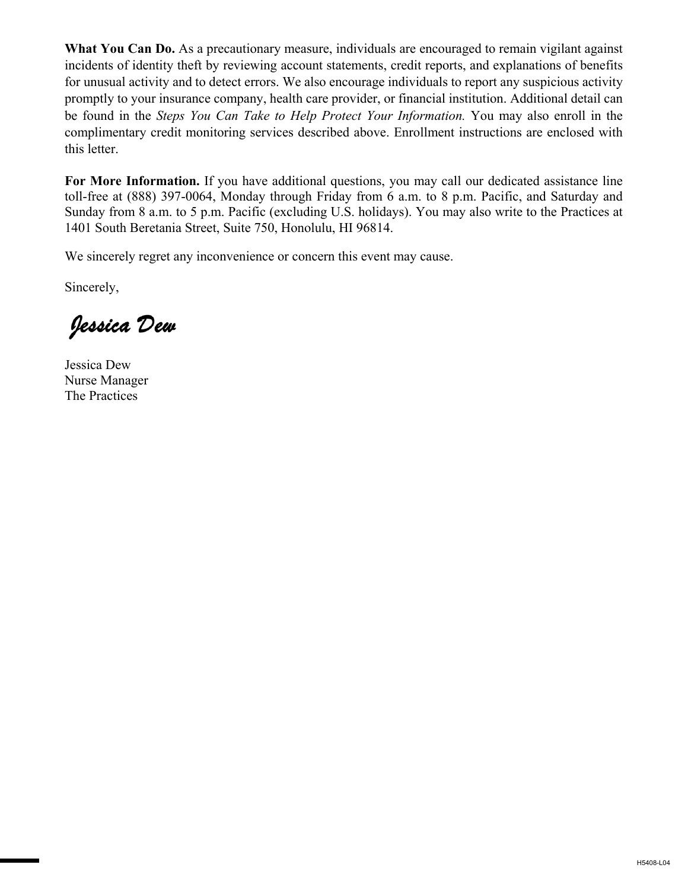**What You Can Do.** As a precautionary measure, individuals are encouraged to remain vigilant against incidents of identity theft by reviewing account statements, credit reports, and explanations of benefits for unusual activity and to detect errors. We also encourage individuals to report any suspicious activity promptly to your insurance company, health care provider, or financial institution. Additional detail can be found in the *Steps You Can Take to Help Protect Your Information.* You may also enroll in the complimentary credit monitoring services described above. Enrollment instructions are enclosed with this letter.

**For More Information.** If you have additional questions, you may call our dedicated assistance line toll-free at (888) 397-0064, Monday through Friday from 6 a.m. to 8 p.m. Pacific, and Saturday and Sunday from 8 a.m. to 5 p.m. Pacific (excluding U.S. holidays). You may also write to the Practices at 1401 South Beretania Street, Suite 750, Honolulu, HI 96814.

We sincerely regret any inconvenience or concern this event may cause.

Sincerely,

*Jessica Dew*

Jessica Dew
Nurse Manager
The Practices

H5408-L04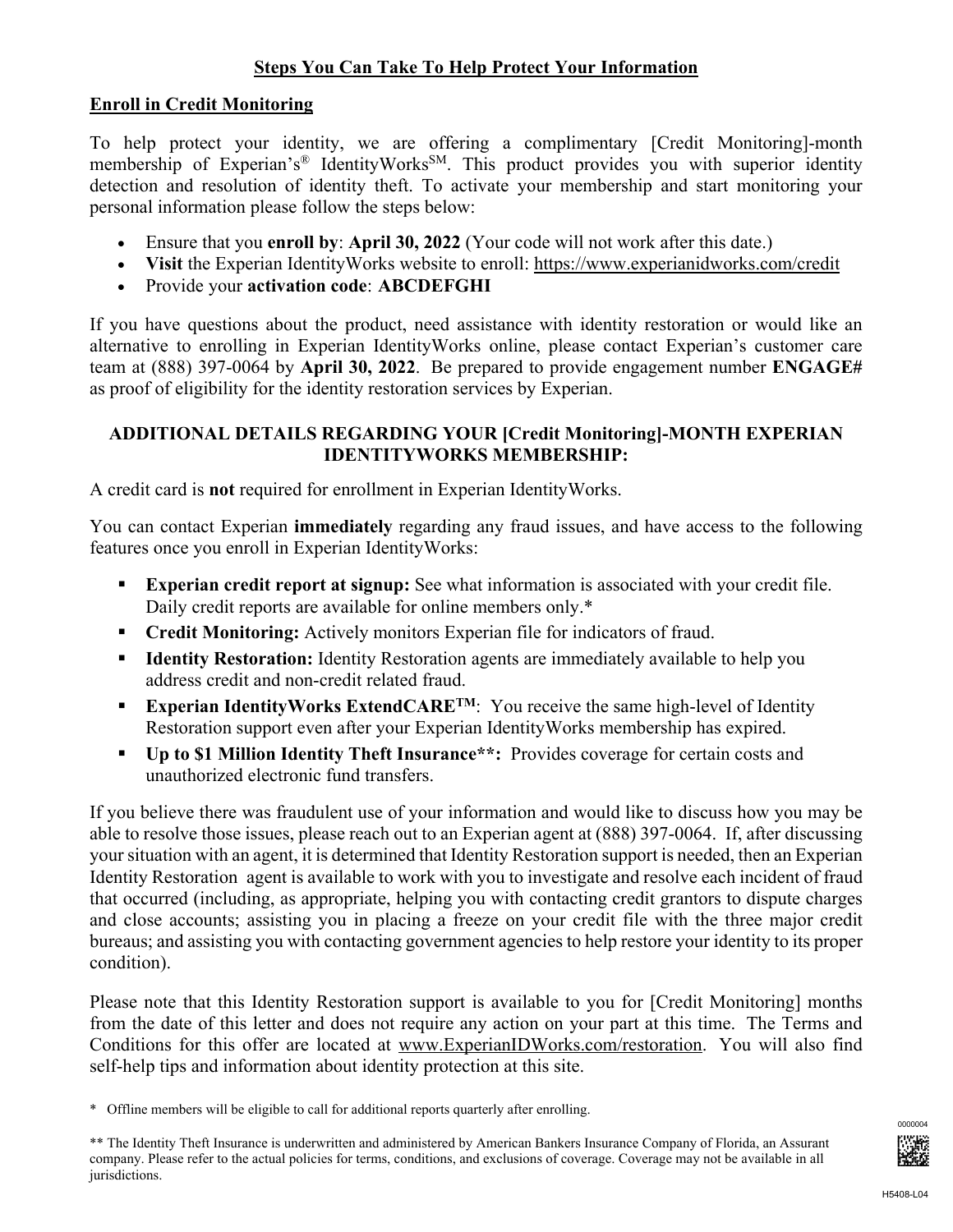## Steps You Can Take To Help Protect Your Information

### Enroll in Credit Monitoring

To help protect your identity, we are offering a complimentary [Credit Monitoring]-month membership of Experian's® IdentityWorks℠. This product provides you with superior identity detection and resolution of identity theft. To activate your membership and start monitoring your personal information please follow the steps below:

- Ensure that you **enroll by**: **April 30, 2022** (Your code will not work after this date.)
- **Visit** the Experian IdentityWorks website to enroll: https://www.experianidworks.com/credit
- Provide your **activation code**: **ABCDEFGHI**

If you have questions about the product, need assistance with identity restoration or would like an alternative to enrolling in Experian IdentityWorks online, please contact Experian's customer care team at (888) 397-0064 by **April 30, 2022**. Be prepared to provide engagement number **ENGAGE#** as proof of eligibility for the identity restoration services by Experian.

### ADDITIONAL DETAILS REGARDING YOUR [Credit Monitoring]-MONTH EXPERIAN IDENTITYWORKS MEMBERSHIP:

A credit card is **not** required for enrollment in Experian IdentityWorks.

You can contact Experian **immediately** regarding any fraud issues, and have access to the following features once you enroll in Experian IdentityWorks:

- **Experian credit report at signup:** See what information is associated with your credit file. Daily credit reports are available for online members only.*
- **Credit Monitoring:** Actively monitors Experian file for indicators of fraud.
- **Identity Restoration:** Identity Restoration agents are immediately available to help you address credit and non-credit related fraud.
- **Experian IdentityWorks ExtendCARE™**: You receive the same high-level of Identity Restoration support even after your Experian IdentityWorks membership has expired.
- **Up to $1 Million Identity Theft Insurance**:** Provides coverage for certain costs and unauthorized electronic fund transfers.

If you believe there was fraudulent use of your information and would like to discuss how you may be able to resolve those issues, please reach out to an Experian agent at (888) 397-0064. If, after discussing your situation with an agent, it is determined that Identity Restoration support is needed, then an Experian Identity Restoration agent is available to work with you to investigate and resolve each incident of fraud that occurred (including, as appropriate, helping you with contacting credit grantors to dispute charges and close accounts; assisting you in placing a freeze on your credit file with the three major credit bureaus; and assisting you with contacting government agencies to help restore your identity to its proper condition).

Please note that this Identity Restoration support is available to you for [Credit Monitoring] months from the date of this letter and does not require any action on your part at this time. The Terms and Conditions for this offer are located at www.ExperianIDWorks.com/restoration. You will also find self-help tips and information about identity protection at this site.

\* Offline members will be eligible to call for additional reports quarterly after enrolling.

** The Identity Theft Insurance is underwritten and administered by American Bankers Insurance Company of Florida, an Assurant company. Please refer to the actual policies for terms, conditions, and exclusions of coverage. Coverage may not be available in all jurisdictions.

0000004

H5408-L04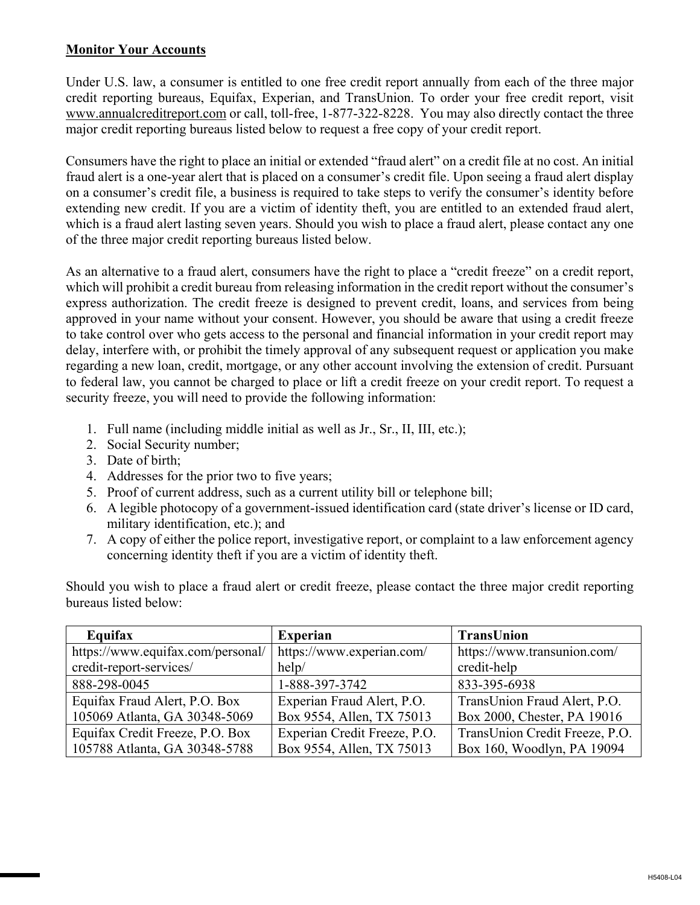**Monitor Your Accounts**

Under U.S. law, a consumer is entitled to one free credit report annually from each of the three major credit reporting bureaus, Equifax, Experian, and TransUnion. To order your free credit report, visit www.annualcreditreport.com or call, toll-free, 1-877-322-8228. You may also directly contact the three major credit reporting bureaus listed below to request a free copy of your credit report.

Consumers have the right to place an initial or extended "fraud alert" on a credit file at no cost. An initial fraud alert is a one-year alert that is placed on a consumer's credit file. Upon seeing a fraud alert display on a consumer's credit file, a business is required to take steps to verify the consumer's identity before extending new credit. If you are a victim of identity theft, you are entitled to an extended fraud alert, which is a fraud alert lasting seven years. Should you wish to place a fraud alert, please contact any one of the three major credit reporting bureaus listed below.

As an alternative to a fraud alert, consumers have the right to place a "credit freeze" on a credit report, which will prohibit a credit bureau from releasing information in the credit report without the consumer's express authorization. The credit freeze is designed to prevent credit, loans, and services from being approved in your name without your consent. However, you should be aware that using a credit freeze to take control over who gets access to the personal and financial information in your credit report may delay, interfere with, or prohibit the timely approval of any subsequent request or application you make regarding a new loan, credit, mortgage, or any other account involving the extension of credit. Pursuant to federal law, you cannot be charged to place or lift a credit freeze on your credit report. To request a security freeze, you will need to provide the following information:

1. Full name (including middle initial as well as Jr., Sr., II, III, etc.);
2. Social Security number;
3. Date of birth;
4. Addresses for the prior two to five years;
5. Proof of current address, such as a current utility bill or telephone bill;
6. A legible photocopy of a government-issued identification card (state driver's license or ID card, military identification, etc.); and
7. A copy of either the police report, investigative report, or complaint to a law enforcement agency concerning identity theft if you are a victim of identity theft.

Should you wish to place a fraud alert or credit freeze, please contact the three major credit reporting bureaus listed below:

| Equifax | Experian | TransUnion |
|---|---|---|
| https://www.equifax.com/personal/credit-report-services/ | https://www.experian.com/help/ | https://www.transunion.com/credit-help |
| 888-298-0045 | 1-888-397-3742 | 833-395-6938 |
| Equifax Fraud Alert, P.O. Box 105069 Atlanta, GA 30348-5069 | Experian Fraud Alert, P.O. Box 9554, Allen, TX 75013 | TransUnion Fraud Alert, P.O. Box 2000, Chester, PA 19016 |
| Equifax Credit Freeze, P.O. Box 105788 Atlanta, GA 30348-5788 | Experian Credit Freeze, P.O. Box 9554, Allen, TX 75013 | TransUnion Credit Freeze, P.O. Box 160, Woodlyn, PA 19094 |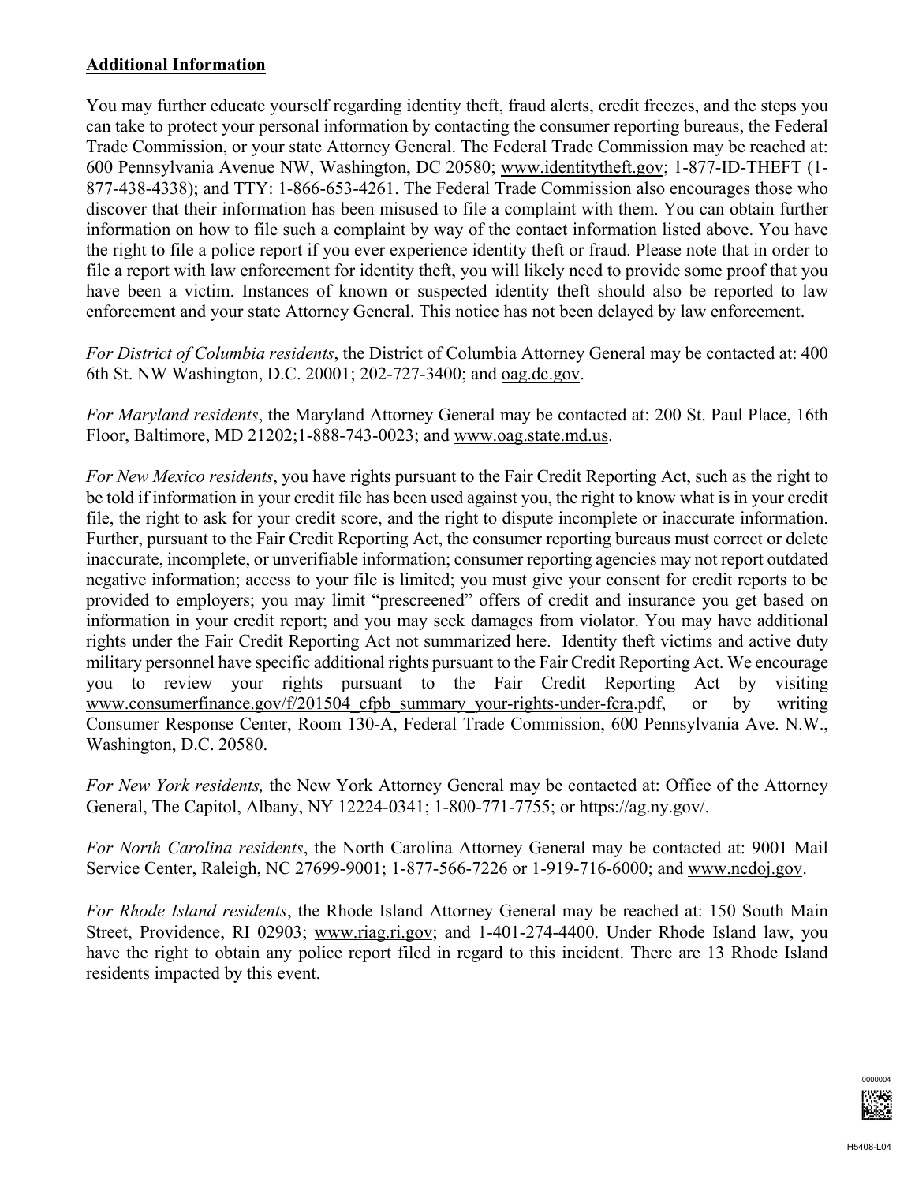**Additional Information**

You may further educate yourself regarding identity theft, fraud alerts, credit freezes, and the steps you can take to protect your personal information by contacting the consumer reporting bureaus, the Federal Trade Commission, or your state Attorney General. The Federal Trade Commission may be reached at: 600 Pennsylvania Avenue NW, Washington, DC 20580; www.identitytheft.gov; 1-877-ID-THEFT (1-877-438-4338); and TTY: 1-866-653-4261. The Federal Trade Commission also encourages those who discover that their information has been misused to file a complaint with them. You can obtain further information on how to file such a complaint by way of the contact information listed above. You have the right to file a police report if you ever experience identity theft or fraud. Please note that in order to file a report with law enforcement for identity theft, you will likely need to provide some proof that you have been a victim. Instances of known or suspected identity theft should also be reported to law enforcement and your state Attorney General. This notice has not been delayed by law enforcement.

*For District of Columbia residents*, the District of Columbia Attorney General may be contacted at: 400 6th St. NW Washington, D.C. 20001; 202-727-3400; and oag.dc.gov.

*For Maryland residents*, the Maryland Attorney General may be contacted at: 200 St. Paul Place, 16th Floor, Baltimore, MD 21202;1-888-743-0023; and www.oag.state.md.us.

*For New Mexico residents*, you have rights pursuant to the Fair Credit Reporting Act, such as the right to be told if information in your credit file has been used against you, the right to know what is in your credit file, the right to ask for your credit score, and the right to dispute incomplete or inaccurate information. Further, pursuant to the Fair Credit Reporting Act, the consumer reporting bureaus must correct or delete inaccurate, incomplete, or unverifiable information; consumer reporting agencies may not report outdated negative information; access to your file is limited; you must give your consent for credit reports to be provided to employers; you may limit "prescreened" offers of credit and insurance you get based on information in your credit report; and you may seek damages from violator. You may have additional rights under the Fair Credit Reporting Act not summarized here. Identity theft victims and active duty military personnel have specific additional rights pursuant to the Fair Credit Reporting Act. We encourage you to review your rights pursuant to the Fair Credit Reporting Act by visiting www.consumerfinance.gov/f/201504_cfpb_summary_your-rights-under-fcra.pdf, or by writing Consumer Response Center, Room 130-A, Federal Trade Commission, 600 Pennsylvania Ave. N.W., Washington, D.C. 20580.

*For New York residents,* the New York Attorney General may be contacted at: Office of the Attorney General, The Capitol, Albany, NY 12224-0341; 1-800-771-7755; or https://ag.ny.gov/.

*For North Carolina residents*, the North Carolina Attorney General may be contacted at: 9001 Mail Service Center, Raleigh, NC 27699-9001; 1-877-566-7226 or 1-919-716-6000; and www.ncdoj.gov.

*For Rhode Island residents*, the Rhode Island Attorney General may be reached at: 150 South Main Street, Providence, RI 02903; www.riag.ri.gov; and 1-401-274-4400. Under Rhode Island law, you have the right to obtain any police report filed in regard to this incident. There are 13 Rhode Island residents impacted by this event.

0000004

H5408-L04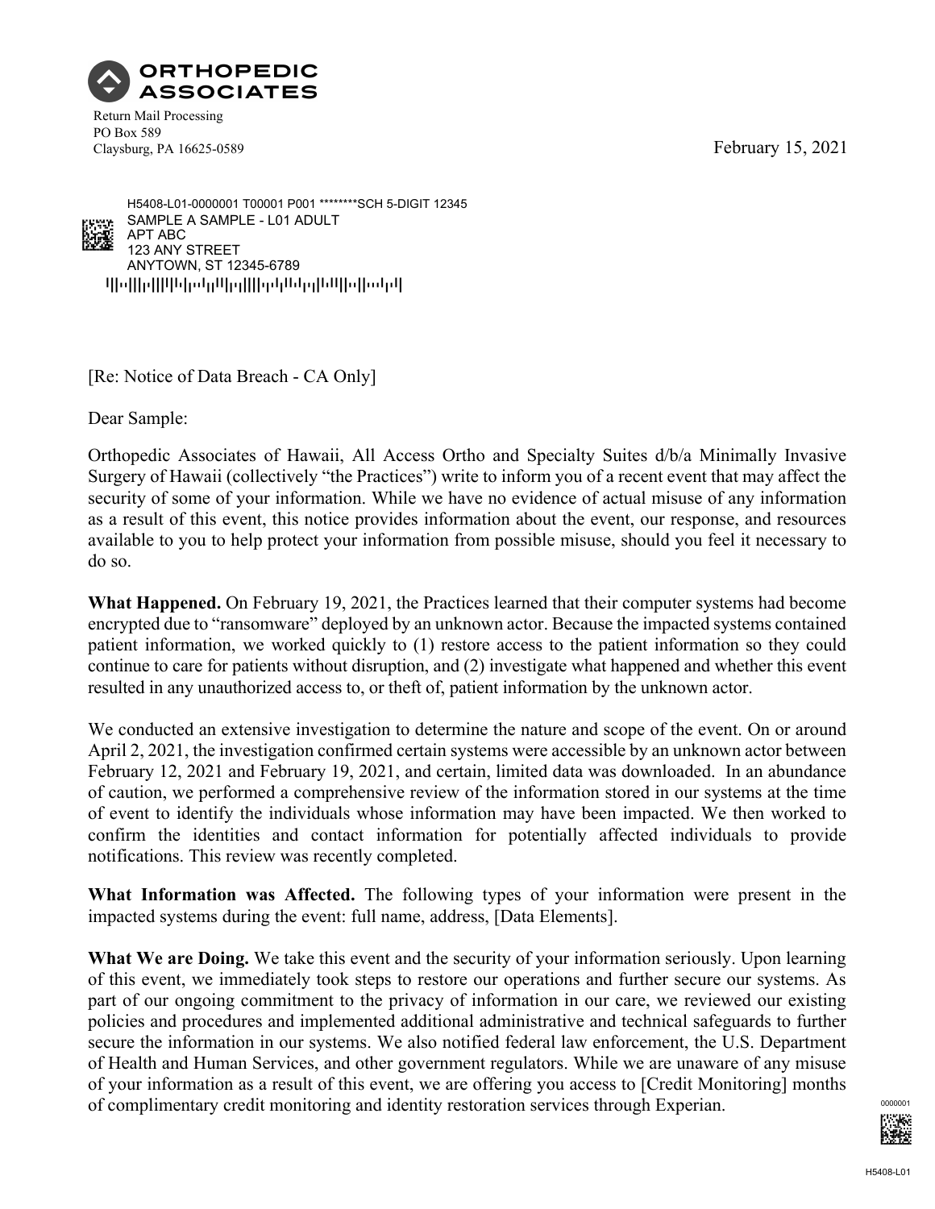**ORTHOPEDIC ASSOCIATES**

Return Mail Processing
PO Box 589
Claysburg, PA 16625-0589

February 15, 2021

H5408-L01-0000001 T00001 P001 ********SCH 5-DIGIT 12345
SAMPLE A SAMPLE - L01 ADULT
APT ABC
123 ANY STREET
ANYTOWN, ST 12345-6789

[Re: Notice of Data Breach - CA Only]

Dear Sample:

Orthopedic Associates of Hawaii, All Access Ortho and Specialty Suites d/b/a Minimally Invasive Surgery of Hawaii (collectively "the Practices") write to inform you of a recent event that may affect the security of some of your information. While we have no evidence of actual misuse of any information as a result of this event, this notice provides information about the event, our response, and resources available to you to help protect your information from possible misuse, should you feel it necessary to do so.

**What Happened.** On February 19, 2021, the Practices learned that their computer systems had become encrypted due to "ransomware" deployed by an unknown actor. Because the impacted systems contained patient information, we worked quickly to (1) restore access to the patient information so they could continue to care for patients without disruption, and (2) investigate what happened and whether this event resulted in any unauthorized access to, or theft of, patient information by the unknown actor.

We conducted an extensive investigation to determine the nature and scope of the event. On or around April 2, 2021, the investigation confirmed certain systems were accessible by an unknown actor between February 12, 2021 and February 19, 2021, and certain, limited data was downloaded. In an abundance of caution, we performed a comprehensive review of the information stored in our systems at the time of event to identify the individuals whose information may have been impacted. We then worked to confirm the identities and contact information for potentially affected individuals to provide notifications. This review was recently completed.

**What Information was Affected.** The following types of your information were present in the impacted systems during the event: full name, address, [Data Elements].

**What We are Doing.** We take this event and the security of your information seriously. Upon learning of this event, we immediately took steps to restore our operations and further secure our systems. As part of our ongoing commitment to the privacy of information in our care, we reviewed our existing policies and procedures and implemented additional administrative and technical safeguards to further secure the information in our systems. We also notified federal law enforcement, the U.S. Department of Health and Human Services, and other government regulators. While we are unaware of any misuse of your information as a result of this event, we are offering you access to [Credit Monitoring] months of complimentary credit monitoring and identity restoration services through Experian.

0000001

H5408-L01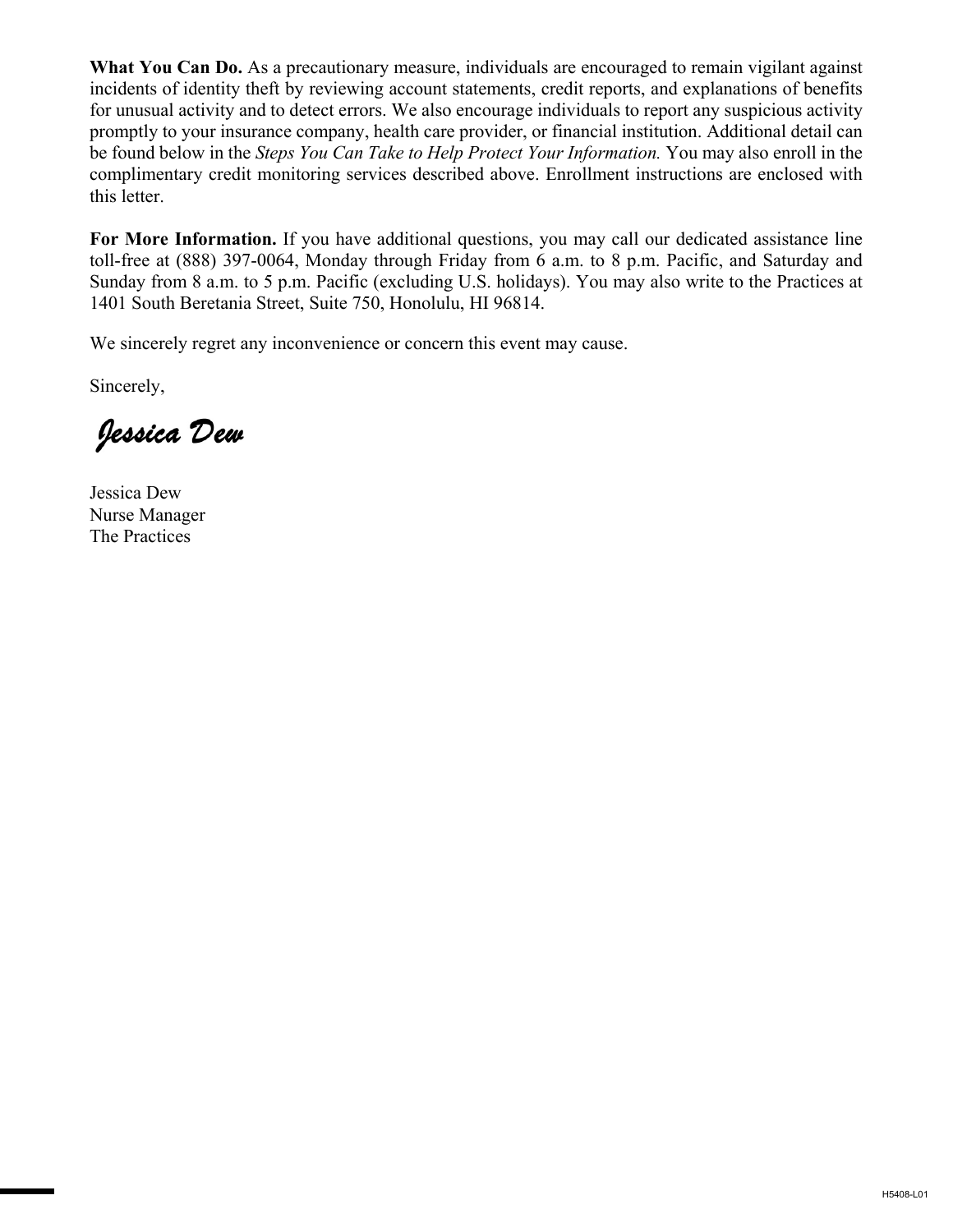**What You Can Do.** As a precautionary measure, individuals are encouraged to remain vigilant against incidents of identity theft by reviewing account statements, credit reports, and explanations of benefits for unusual activity and to detect errors. We also encourage individuals to report any suspicious activity promptly to your insurance company, health care provider, or financial institution. Additional detail can be found below in the *Steps You Can Take to Help Protect Your Information.* You may also enroll in the complimentary credit monitoring services described above. Enrollment instructions are enclosed with this letter.

**For More Information.** If you have additional questions, you may call our dedicated assistance line toll-free at (888) 397-0064, Monday through Friday from 6 a.m. to 8 p.m. Pacific, and Saturday and Sunday from 8 a.m. to 5 p.m. Pacific (excluding U.S. holidays). You may also write to the Practices at 1401 South Beretania Street, Suite 750, Honolulu, HI 96814.

We sincerely regret any inconvenience or concern this event may cause.

Sincerely,

*Jessica Dew*

Jessica Dew
Nurse Manager
The Practices

H5408-L01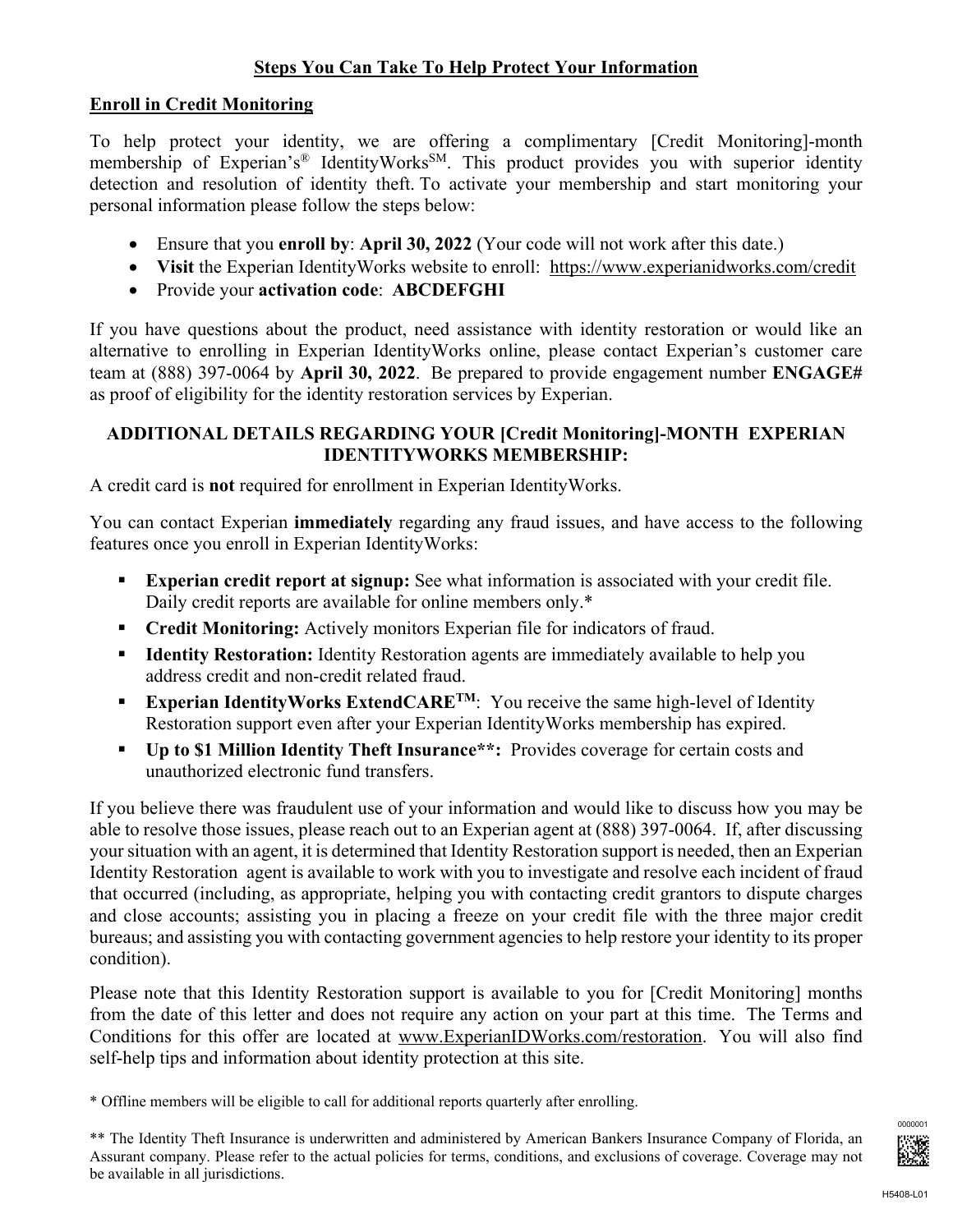## Steps You Can Take To Help Protect Your Information

### Enroll in Credit Monitoring

To help protect your identity, we are offering a complimentary [Credit Monitoring]-month membership of Experian's® IdentityWorks℠. This product provides you with superior identity detection and resolution of identity theft. To activate your membership and start monitoring your personal information please follow the steps below:

- Ensure that you **enroll by**: **April 30, 2022** (Your code will not work after this date.)
- **Visit** the Experian IdentityWorks website to enroll: https://www.experianidworks.com/credit
- Provide your **activation code**: **ABCDEFGHI**

If you have questions about the product, need assistance with identity restoration or would like an alternative to enrolling in Experian IdentityWorks online, please contact Experian's customer care team at (888) 397-0064 by **April 30, 2022**. Be prepared to provide engagement number **ENGAGE#** as proof of eligibility for the identity restoration services by Experian.

**ADDITIONAL DETAILS REGARDING YOUR [Credit Monitoring]-MONTH EXPERIAN IDENTITYWORKS MEMBERSHIP:**

A credit card is **not** required for enrollment in Experian IdentityWorks.

You can contact Experian **immediately** regarding any fraud issues, and have access to the following features once you enroll in Experian IdentityWorks:

- **Experian credit report at signup:** See what information is associated with your credit file. Daily credit reports are available for online members only.*
- **Credit Monitoring:** Actively monitors Experian file for indicators of fraud.
- **Identity Restoration:** Identity Restoration agents are immediately available to help you address credit and non-credit related fraud.
- **Experian IdentityWorks ExtendCARE™**: You receive the same high-level of Identity Restoration support even after your Experian IdentityWorks membership has expired.
- **Up to $1 Million Identity Theft Insurance**:** Provides coverage for certain costs and unauthorized electronic fund transfers.

If you believe there was fraudulent use of your information and would like to discuss how you may be able to resolve those issues, please reach out to an Experian agent at (888) 397-0064. If, after discussing your situation with an agent, it is determined that Identity Restoration support is needed, then an Experian Identity Restoration agent is available to work with you to investigate and resolve each incident of fraud that occurred (including, as appropriate, helping you with contacting credit grantors to dispute charges and close accounts; assisting you in placing a freeze on your credit file with the three major credit bureaus; and assisting you with contacting government agencies to help restore your identity to its proper condition).

Please note that this Identity Restoration support is available to you for [Credit Monitoring] months from the date of this letter and does not require any action on your part at this time. The Terms and Conditions for this offer are located at www.ExperianIDWorks.com/restoration. You will also find self-help tips and information about identity protection at this site.

* Offline members will be eligible to call for additional reports quarterly after enrolling.

** The Identity Theft Insurance is underwritten and administered by American Bankers Insurance Company of Florida, an Assurant company. Please refer to the actual policies for terms, conditions, and exclusions of coverage. Coverage may not be available in all jurisdictions.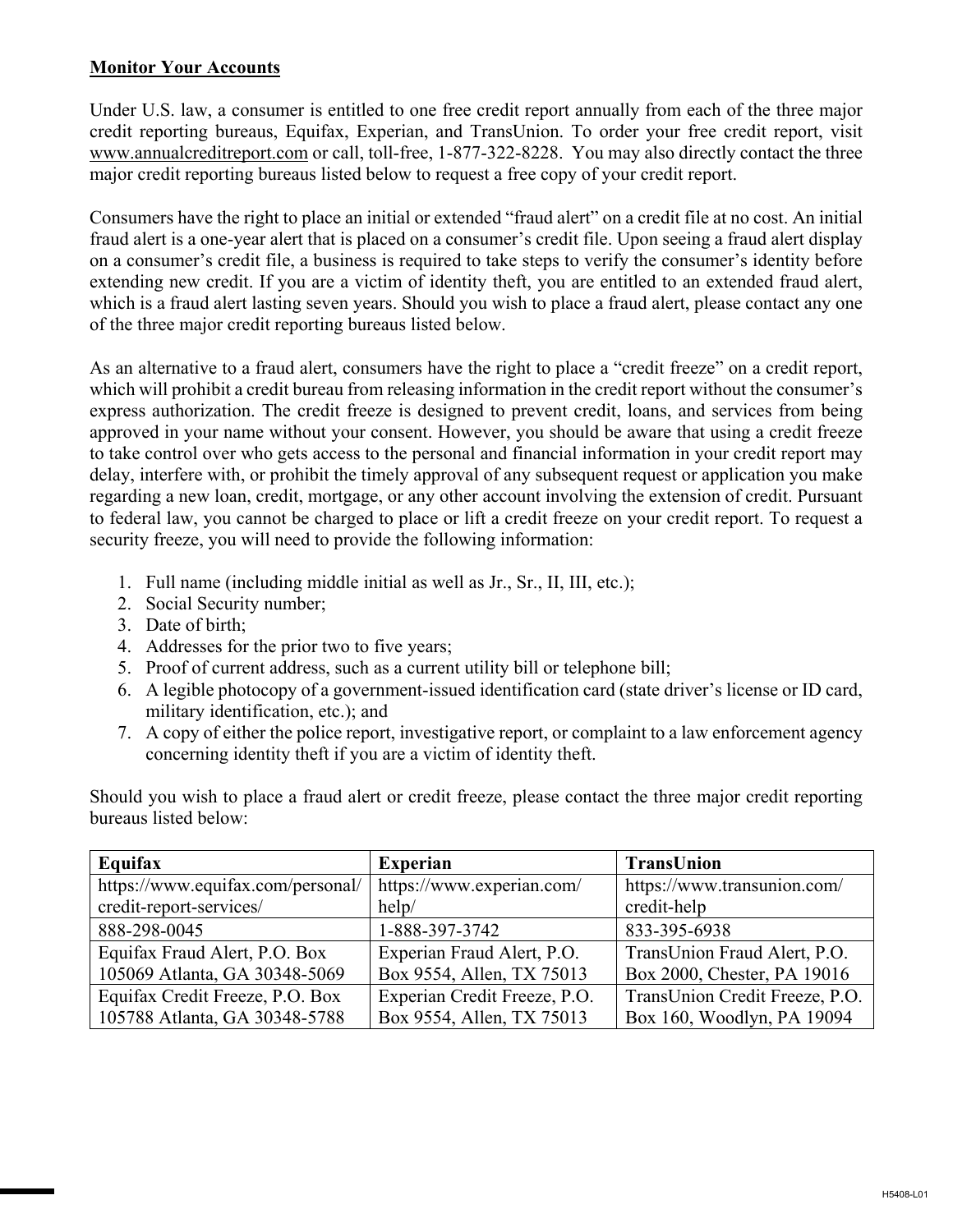**Monitor Your Accounts**

Under U.S. law, a consumer is entitled to one free credit report annually from each of the three major credit reporting bureaus, Equifax, Experian, and TransUnion. To order your free credit report, visit www.annualcreditreport.com or call, toll-free, 1-877-322-8228. You may also directly contact the three major credit reporting bureaus listed below to request a free copy of your credit report.

Consumers have the right to place an initial or extended "fraud alert" on a credit file at no cost. An initial fraud alert is a one-year alert that is placed on a consumer's credit file. Upon seeing a fraud alert display on a consumer's credit file, a business is required to take steps to verify the consumer's identity before extending new credit. If you are a victim of identity theft, you are entitled to an extended fraud alert, which is a fraud alert lasting seven years. Should you wish to place a fraud alert, please contact any one of the three major credit reporting bureaus listed below.

As an alternative to a fraud alert, consumers have the right to place a "credit freeze" on a credit report, which will prohibit a credit bureau from releasing information in the credit report without the consumer's express authorization. The credit freeze is designed to prevent credit, loans, and services from being approved in your name without your consent. However, you should be aware that using a credit freeze to take control over who gets access to the personal and financial information in your credit report may delay, interfere with, or prohibit the timely approval of any subsequent request or application you make regarding a new loan, credit, mortgage, or any other account involving the extension of credit. Pursuant to federal law, you cannot be charged to place or lift a credit freeze on your credit report. To request a security freeze, you will need to provide the following information:

1. Full name (including middle initial as well as Jr., Sr., II, III, etc.);
2. Social Security number;
3. Date of birth;
4. Addresses for the prior two to five years;
5. Proof of current address, such as a current utility bill or telephone bill;
6. A legible photocopy of a government-issued identification card (state driver's license or ID card, military identification, etc.); and
7. A copy of either the police report, investigative report, or complaint to a law enforcement agency concerning identity theft if you are a victim of identity theft.

Should you wish to place a fraud alert or credit freeze, please contact the three major credit reporting bureaus listed below:

| **Equifax** | **Experian** | **TransUnion** |
|---|---|---|
| https://www.equifax.com/personal/credit-report-services/ | https://www.experian.com/help/ | https://www.transunion.com/credit-help |
| 888-298-0045 | 1-888-397-3742 | 833-395-6938 |
| Equifax Fraud Alert, P.O. Box 105069 Atlanta, GA 30348-5069 | Experian Fraud Alert, P.O. Box 9554, Allen, TX 75013 | TransUnion Fraud Alert, P.O. Box 2000, Chester, PA 19016 |
| Equifax Credit Freeze, P.O. Box 105788 Atlanta, GA 30348-5788 | Experian Credit Freeze, P.O. Box 9554, Allen, TX 75013 | TransUnion Credit Freeze, P.O. Box 160, Woodlyn, PA 19094 |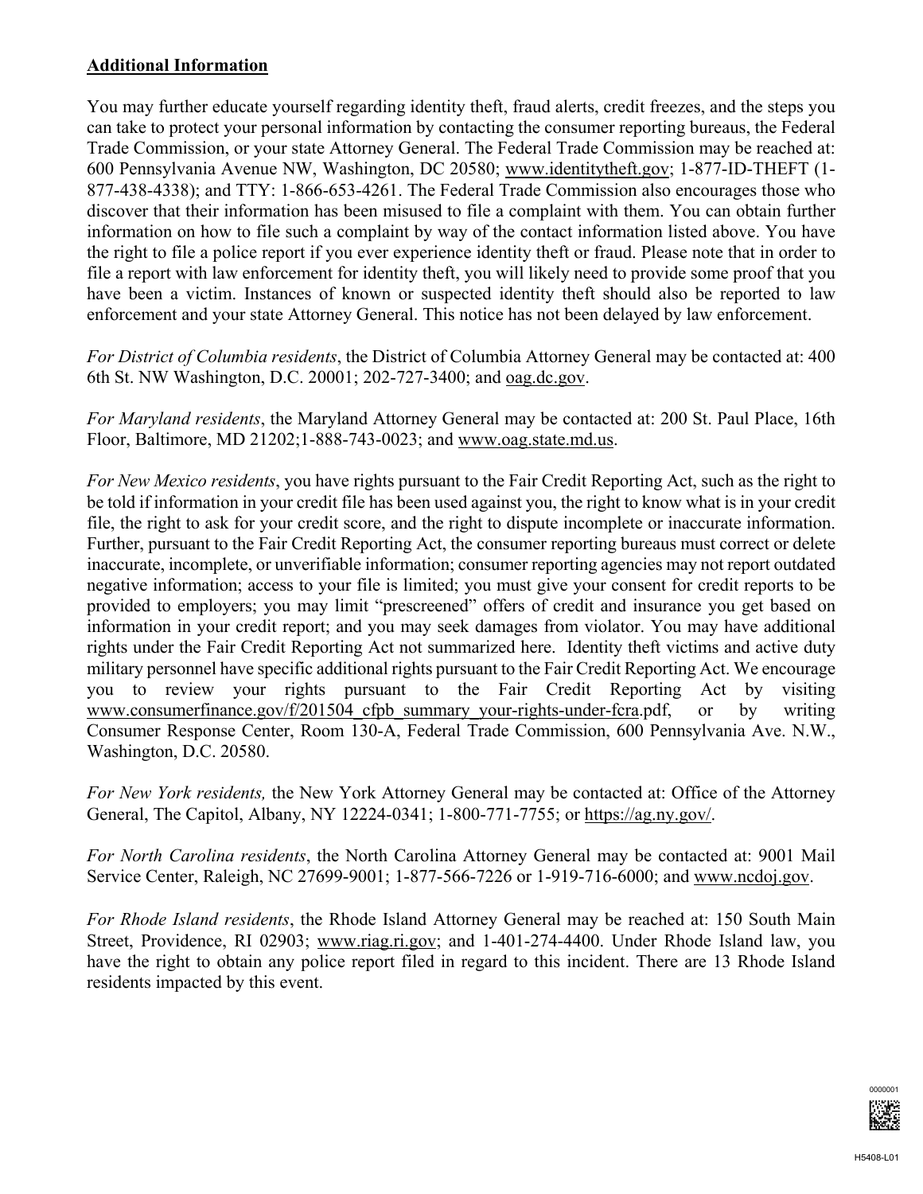**Additional Information**

You may further educate yourself regarding identity theft, fraud alerts, credit freezes, and the steps you can take to protect your personal information by contacting the consumer reporting bureaus, the Federal Trade Commission, or your state Attorney General. The Federal Trade Commission may be reached at: 600 Pennsylvania Avenue NW, Washington, DC 20580; www.identitytheft.gov; 1-877-ID-THEFT (1-877-438-4338); and TTY: 1-866-653-4261. The Federal Trade Commission also encourages those who discover that their information has been misused to file a complaint with them. You can obtain further information on how to file such a complaint by way of the contact information listed above. You have the right to file a police report if you ever experience identity theft or fraud. Please note that in order to file a report with law enforcement for identity theft, you will likely need to provide some proof that you have been a victim. Instances of known or suspected identity theft should also be reported to law enforcement and your state Attorney General. This notice has not been delayed by law enforcement.

*For District of Columbia residents*, the District of Columbia Attorney General may be contacted at: 400 6th St. NW Washington, D.C. 20001; 202-727-3400; and oag.dc.gov.

*For Maryland residents*, the Maryland Attorney General may be contacted at: 200 St. Paul Place, 16th Floor, Baltimore, MD 21202;1-888-743-0023; and www.oag.state.md.us.

*For New Mexico residents*, you have rights pursuant to the Fair Credit Reporting Act, such as the right to be told if information in your credit file has been used against you, the right to know what is in your credit file, the right to ask for your credit score, and the right to dispute incomplete or inaccurate information. Further, pursuant to the Fair Credit Reporting Act, the consumer reporting bureaus must correct or delete inaccurate, incomplete, or unverifiable information; consumer reporting agencies may not report outdated negative information; access to your file is limited; you must give your consent for credit reports to be provided to employers; you may limit "prescreened" offers of credit and insurance you get based on information in your credit report; and you may seek damages from violator. You may have additional rights under the Fair Credit Reporting Act not summarized here. Identity theft victims and active duty military personnel have specific additional rights pursuant to the Fair Credit Reporting Act. We encourage you to review your rights pursuant to the Fair Credit Reporting Act by visiting www.consumerfinance.gov/f/201504_cfpb_summary_your-rights-under-fcra.pdf, or by writing Consumer Response Center, Room 130-A, Federal Trade Commission, 600 Pennsylvania Ave. N.W., Washington, D.C. 20580.

*For New York residents,* the New York Attorney General may be contacted at: Office of the Attorney General, The Capitol, Albany, NY 12224-0341; 1-800-771-7755; or https://ag.ny.gov/.

*For North Carolina residents*, the North Carolina Attorney General may be contacted at: 9001 Mail Service Center, Raleigh, NC 27699-9001; 1-877-566-7226 or 1-919-716-6000; and www.ncdoj.gov.

*For Rhode Island residents*, the Rhode Island Attorney General may be reached at: 150 South Main Street, Providence, RI 02903; www.riag.ri.gov; and 1-401-274-4400. Under Rhode Island law, you have the right to obtain any police report filed in regard to this incident. There are 13 Rhode Island residents impacted by this event.

0000001

H5408-L01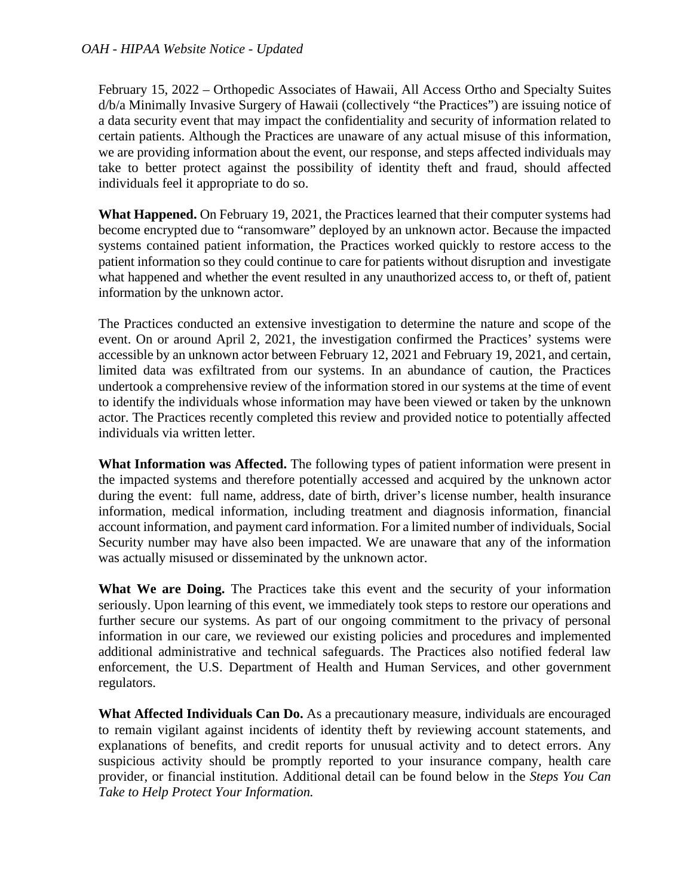*OAH - HIPAA Website Notice - Updated*

February 15, 2022 – Orthopedic Associates of Hawaii, All Access Ortho and Specialty Suites d/b/a Minimally Invasive Surgery of Hawaii (collectively "the Practices") are issuing notice of a data security event that may impact the confidentiality and security of information related to certain patients. Although the Practices are unaware of any actual misuse of this information, we are providing information about the event, our response, and steps affected individuals may take to better protect against the possibility of identity theft and fraud, should affected individuals feel it appropriate to do so.

**What Happened.** On February 19, 2021, the Practices learned that their computer systems had become encrypted due to "ransomware" deployed by an unknown actor. Because the impacted systems contained patient information, the Practices worked quickly to restore access to the patient information so they could continue to care for patients without disruption and investigate what happened and whether the event resulted in any unauthorized access to, or theft of, patient information by the unknown actor.

The Practices conducted an extensive investigation to determine the nature and scope of the event. On or around April 2, 2021, the investigation confirmed the Practices' systems were accessible by an unknown actor between February 12, 2021 and February 19, 2021, and certain, limited data was exfiltrated from our systems. In an abundance of caution, the Practices undertook a comprehensive review of the information stored in our systems at the time of event to identify the individuals whose information may have been viewed or taken by the unknown actor. The Practices recently completed this review and provided notice to potentially affected individuals via written letter.

**What Information was Affected.** The following types of patient information were present in the impacted systems and therefore potentially accessed and acquired by the unknown actor during the event: full name, address, date of birth, driver's license number, health insurance information, medical information, including treatment and diagnosis information, financial account information, and payment card information. For a limited number of individuals, Social Security number may have also been impacted. We are unaware that any of the information was actually misused or disseminated by the unknown actor.

**What We are Doing.** The Practices take this event and the security of your information seriously. Upon learning of this event, we immediately took steps to restore our operations and further secure our systems. As part of our ongoing commitment to the privacy of personal information in our care, we reviewed our existing policies and procedures and implemented additional administrative and technical safeguards. The Practices also notified federal law enforcement, the U.S. Department of Health and Human Services, and other government regulators.

**What Affected Individuals Can Do.** As a precautionary measure, individuals are encouraged to remain vigilant against incidents of identity theft by reviewing account statements, and explanations of benefits, and credit reports for unusual activity and to detect errors. Any suspicious activity should be promptly reported to your insurance company, health care provider, or financial institution. Additional detail can be found below in the *Steps You Can Take to Help Protect Your Information.*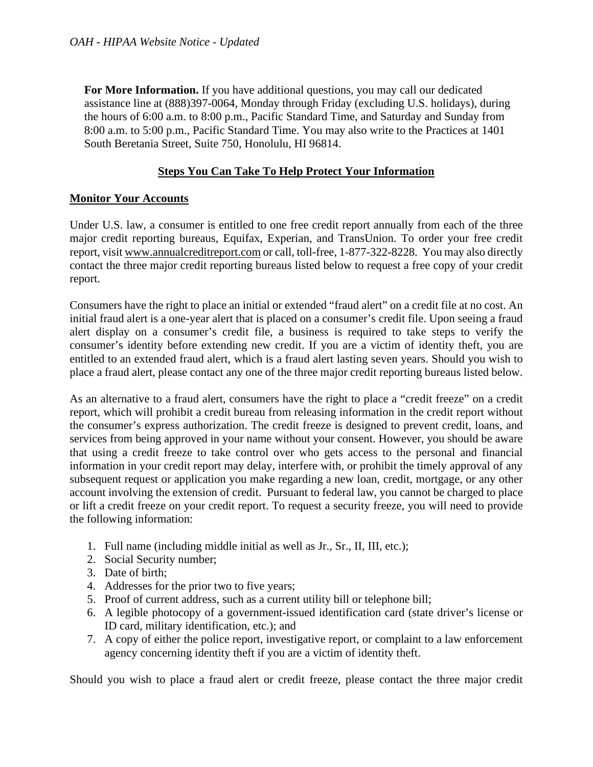**For More Information.** If you have additional questions, you may call our dedicated assistance line at (888)397-0064, Monday through Friday (excluding U.S. holidays), during the hours of 6:00 a.m. to 8:00 p.m., Pacific Standard Time, and Saturday and Sunday from 8:00 a.m. to 5:00 p.m., Pacific Standard Time. You may also write to the Practices at 1401 South Beretania Street, Suite 750, Honolulu, HI 96814.

## Steps You Can Take To Help Protect Your Information

### Monitor Your Accounts

Under U.S. law, a consumer is entitled to one free credit report annually from each of the three major credit reporting bureaus, Equifax, Experian, and TransUnion. To order your free credit report, visit www.annualcreditreport.com or call, toll-free, 1-877-322-8228. You may also directly contact the three major credit reporting bureaus listed below to request a free copy of your credit report.

Consumers have the right to place an initial or extended "fraud alert" on a credit file at no cost. An initial fraud alert is a one-year alert that is placed on a consumer's credit file. Upon seeing a fraud alert display on a consumer's credit file, a business is required to take steps to verify the consumer's identity before extending new credit. If you are a victim of identity theft, you are entitled to an extended fraud alert, which is a fraud alert lasting seven years. Should you wish to place a fraud alert, please contact any one of the three major credit reporting bureaus listed below.

As an alternative to a fraud alert, consumers have the right to place a "credit freeze" on a credit report, which will prohibit a credit bureau from releasing information in the credit report without the consumer's express authorization. The credit freeze is designed to prevent credit, loans, and services from being approved in your name without your consent. However, you should be aware that using a credit freeze to take control over who gets access to the personal and financial information in your credit report may delay, interfere with, or prohibit the timely approval of any subsequent request or application you make regarding a new loan, credit, mortgage, or any other account involving the extension of credit. Pursuant to federal law, you cannot be charged to place or lift a credit freeze on your credit report. To request a security freeze, you will need to provide the following information:

1. Full name (including middle initial as well as Jr., Sr., II, III, etc.);
2. Social Security number;
3. Date of birth;
4. Addresses for the prior two to five years;
5. Proof of current address, such as a current utility bill or telephone bill;
6. A legible photocopy of a government-issued identification card (state driver's license or ID card, military identification, etc.); and
7. A copy of either the police report, investigative report, or complaint to a law enforcement agency concerning identity theft if you are a victim of identity theft.

Should you wish to place a fraud alert or credit freeze, please contact the three major credit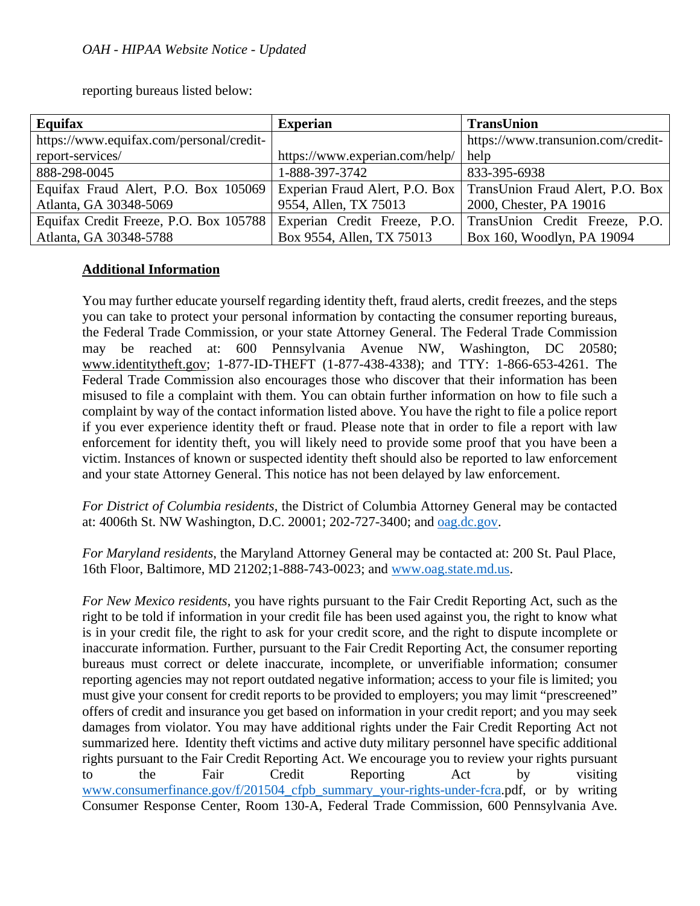reporting bureaus listed below:

| Equifax | Experian | TransUnion |
|---|---|---|
| https://www.equifax.com/personal/credit-report-services/ | https://www.experian.com/help/ | https://www.transunion.com/credit-help |
| 888-298-0045 | 1-888-397-3742 | 833-395-6938 |
| Equifax Fraud Alert, P.O. Box 105069 Atlanta, GA 30348-5069 | Experian Fraud Alert, P.O. Box 9554, Allen, TX 75013 | TransUnion Fraud Alert, P.O. Box 2000, Chester, PA 19016 |
| Equifax Credit Freeze, P.O. Box 105788 Atlanta, GA 30348-5788 | Experian Credit Freeze, P.O. Box 9554, Allen, TX 75013 | TransUnion Credit Freeze, P.O. Box 160, Woodlyn, PA 19094 |

**Additional Information**

You may further educate yourself regarding identity theft, fraud alerts, credit freezes, and the steps you can take to protect your personal information by contacting the consumer reporting bureaus, the Federal Trade Commission, or your state Attorney General. The Federal Trade Commission may be reached at: 600 Pennsylvania Avenue NW, Washington, DC 20580; www.identitytheft.gov; 1-877-ID-THEFT (1-877-438-4338); and TTY: 1-866-653-4261. The Federal Trade Commission also encourages those who discover that their information has been misused to file a complaint with them. You can obtain further information on how to file such a complaint by way of the contact information listed above. You have the right to file a police report if you ever experience identity theft or fraud. Please note that in order to file a report with law enforcement for identity theft, you will likely need to provide some proof that you have been a victim. Instances of known or suspected identity theft should also be reported to law enforcement and your state Attorney General. This notice has not been delayed by law enforcement.

*For District of Columbia residents*, the District of Columbia Attorney General may be contacted at: 4006th St. NW Washington, D.C. 20001; 202-727-3400; and oag.dc.gov.

*For Maryland residents*, the Maryland Attorney General may be contacted at: 200 St. Paul Place, 16th Floor, Baltimore, MD 21202;1-888-743-0023; and www.oag.state.md.us.

*For New Mexico residents*, you have rights pursuant to the Fair Credit Reporting Act, such as the right to be told if information in your credit file has been used against you, the right to know what is in your credit file, the right to ask for your credit score, and the right to dispute incomplete or inaccurate information. Further, pursuant to the Fair Credit Reporting Act, the consumer reporting bureaus must correct or delete inaccurate, incomplete, or unverifiable information; consumer reporting agencies may not report outdated negative information; access to your file is limited; you must give your consent for credit reports to be provided to employers; you may limit "prescreened" offers of credit and insurance you get based on information in your credit report; and you may seek damages from violator. You may have additional rights under the Fair Credit Reporting Act not summarized here. Identity theft victims and active duty military personnel have specific additional rights pursuant to the Fair Credit Reporting Act. We encourage you to review your rights pursuant to the Fair Credit Reporting Act by visiting www.consumerfinance.gov/f/201504_cfpb_summary_your-rights-under-fcra.pdf, or by writing Consumer Response Center, Room 130-A, Federal Trade Commission, 600 Pennsylvania Ave.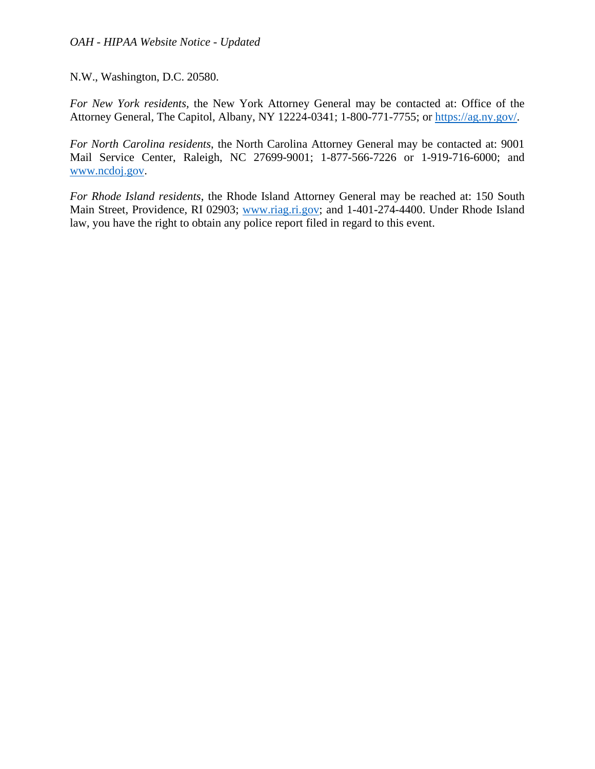N.W., Washington, D.C. 20580.

*For New York residents*, the New York Attorney General may be contacted at: Office of the Attorney General, The Capitol, Albany, NY 12224-0341; 1-800-771-7755; or [https://ag.ny.gov/](https://ag.ny.gov/).

*For North Carolina residents*, the North Carolina Attorney General may be contacted at: 9001 Mail Service Center, Raleigh, NC 27699-9001; 1-877-566-7226 or 1-919-716-6000; and [www.ncdoj.gov](www.ncdoj.gov).

*For Rhode Island residents*, the Rhode Island Attorney General may be reached at: 150 South Main Street, Providence, RI 02903; [www.riag.ri.gov](www.riag.ri.gov); and 1-401-274-4400. Under Rhode Island law, you have the right to obtain any police report filed in regard to this event.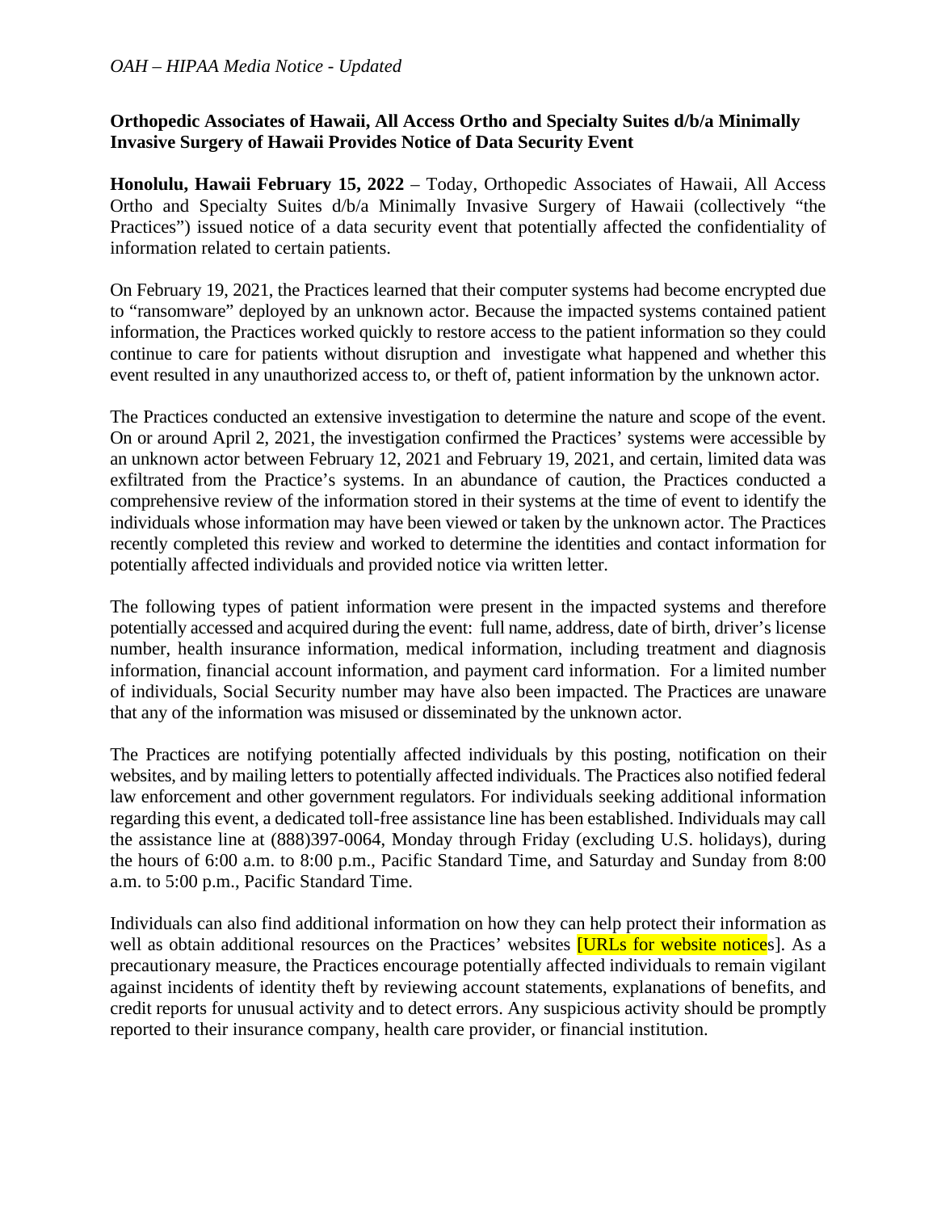*OAH – HIPAA Media Notice - Updated*

**Orthopedic Associates of Hawaii, All Access Ortho and Specialty Suites d/b/a Minimally Invasive Surgery of Hawaii Provides Notice of Data Security Event**

**Honolulu, Hawaii February 15, 2022** – Today, Orthopedic Associates of Hawaii, All Access Ortho and Specialty Suites d/b/a Minimally Invasive Surgery of Hawaii (collectively "the Practices") issued notice of a data security event that potentially affected the confidentiality of information related to certain patients.

On February 19, 2021, the Practices learned that their computer systems had become encrypted due to "ransomware" deployed by an unknown actor. Because the impacted systems contained patient information, the Practices worked quickly to restore access to the patient information so they could continue to care for patients without disruption and investigate what happened and whether this event resulted in any unauthorized access to, or theft of, patient information by the unknown actor.

The Practices conducted an extensive investigation to determine the nature and scope of the event. On or around April 2, 2021, the investigation confirmed the Practices' systems were accessible by an unknown actor between February 12, 2021 and February 19, 2021, and certain, limited data was exfiltrated from the Practice's systems. In an abundance of caution, the Practices conducted a comprehensive review of the information stored in their systems at the time of event to identify the individuals whose information may have been viewed or taken by the unknown actor. The Practices recently completed this review and worked to determine the identities and contact information for potentially affected individuals and provided notice via written letter.

The following types of patient information were present in the impacted systems and therefore potentially accessed and acquired during the event: full name, address, date of birth, driver's license number, health insurance information, medical information, including treatment and diagnosis information, financial account information, and payment card information. For a limited number of individuals, Social Security number may have also been impacted. The Practices are unaware that any of the information was misused or disseminated by the unknown actor.

The Practices are notifying potentially affected individuals by this posting, notification on their websites, and by mailing letters to potentially affected individuals. The Practices also notified federal law enforcement and other government regulators. For individuals seeking additional information regarding this event, a dedicated toll-free assistance line has been established. Individuals may call the assistance line at (888)397-0064, Monday through Friday (excluding U.S. holidays), during the hours of 6:00 a.m. to 8:00 p.m., Pacific Standard Time, and Saturday and Sunday from 8:00 a.m. to 5:00 p.m., Pacific Standard Time.

Individuals can also find additional information on how they can help protect their information as well as obtain additional resources on the Practices' websites [URLs for website notices]. As a precautionary measure, the Practices encourage potentially affected individuals to remain vigilant against incidents of identity theft by reviewing account statements, explanations of benefits, and credit reports for unusual activity and to detect errors. Any suspicious activity should be promptly reported to their insurance company, health care provider, or financial institution.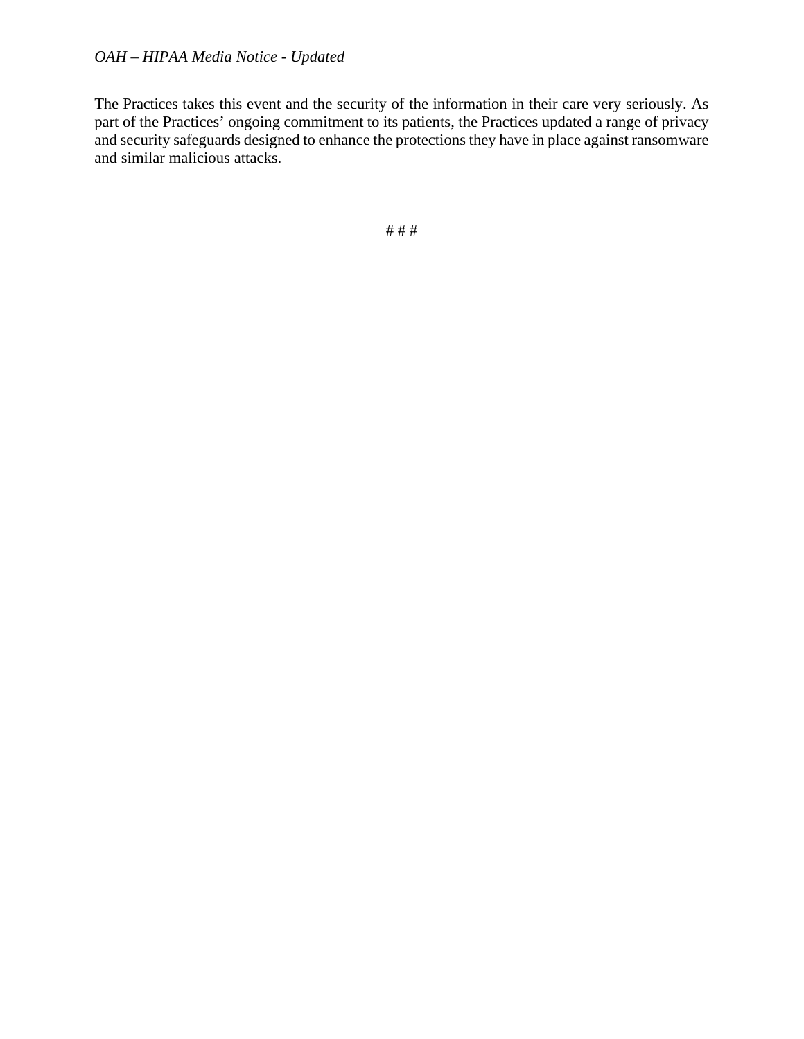The Practices takes this event and the security of the information in their care very seriously. As part of the Practices' ongoing commitment to its patients, the Practices updated a range of privacy and security safeguards designed to enhance the protections they have in place against ransomware and similar malicious attacks.

# # #